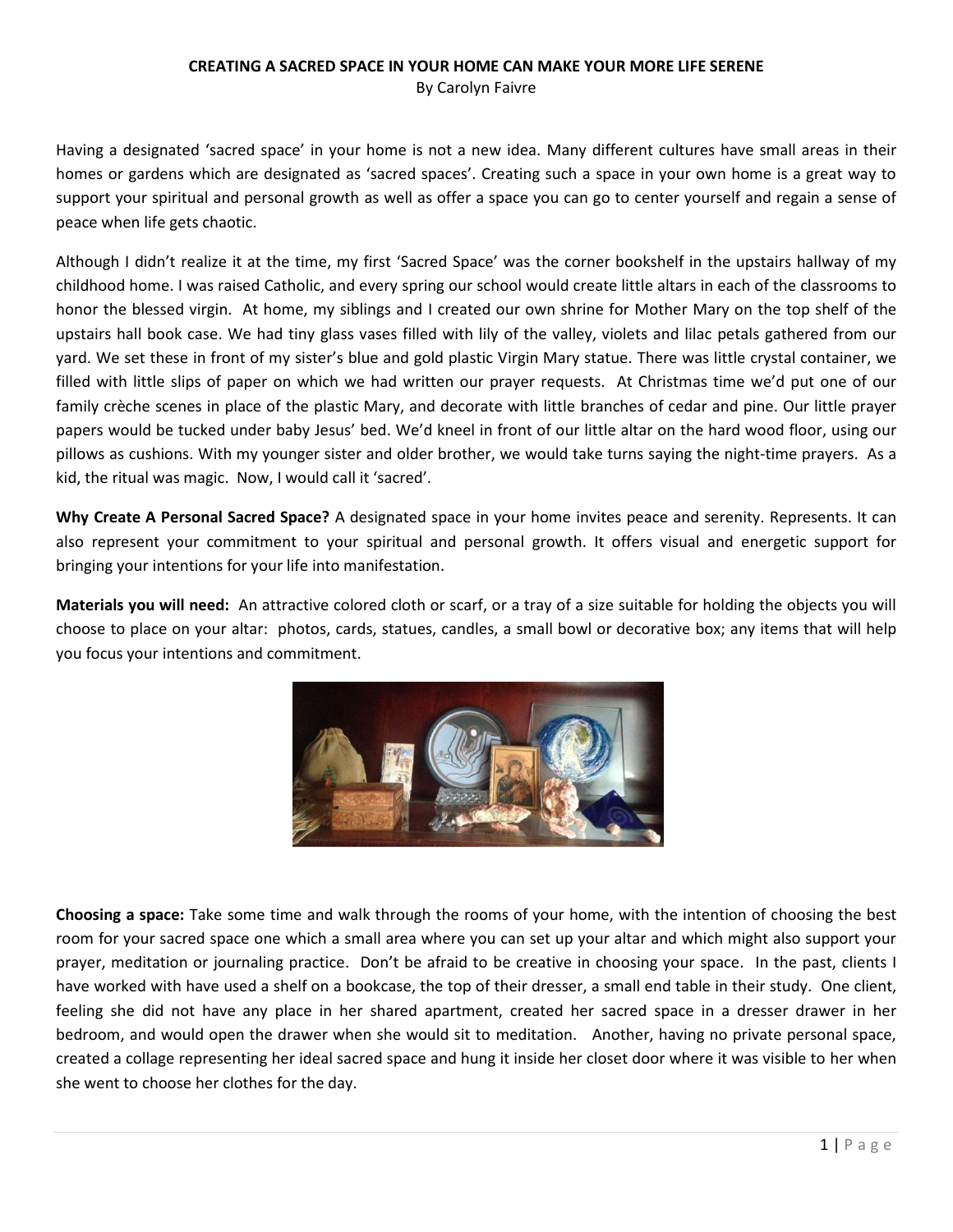# CREATING A SACRED SPACE IN YOUR HOME CAN MAKE YOUR MORE LIFE SERENE

By Carolyn Faivre

Having a designated 'sacred space' in your home is not a new idea. Many different cultures have small areas in their homes or gardens which are designated as 'sacred spaces'. Creating such a space in your own home is a great way to support your spiritual and personal growth as well as offer a space you can go to center yourself and regain a sense of peace when life gets chaotic.

Although I didn't realize it at the time, my first 'Sacred Space' was the corner bookshelf in the upstairs hallway of my childhood home. I was raised Catholic, and every spring our school would create little altars in each of the classrooms to honor the blessed virgin. At home, my siblings and I created our own shrine for Mother Mary on the top shelf of the upstairs hall book case. We had tiny glass vases filled with lily of the valley, violets and lilac petals gathered from our yard. We set these in front of my sister's blue and gold plastic Virgin Mary statue. There was little crystal container, we filled with little slips of paper on which we had written our prayer requests. At Christmas time we'd put one of our family crèche scenes in place of the plastic Mary, and decorate with little branches of cedar and pine. Our little prayer papers would be tucked under baby Jesus' bed. We'd kneel in front of our little altar on the hard wood floor, using our pillows as cushions. With my younger sister and older brother, we would take turns saying the night-time prayers. As a kid, the ritual was magic. Now, I would call it 'sacred'.

**Why Create A Personal Sacred Space?** A designated space in your home invites peace and serenity. Represents. It can also represent your commitment to your spiritual and personal growth. It offers visual and energetic support for bringing your intentions for your life into manifestation.

**Materials you will need:** An attractive colored cloth or scarf, or a tray of a size suitable for holding the objects you will choose to place on your altar: photos, cards, statues, candles, a small bowl or decorative box; any items that will help you focus your intentions and commitment.

**Choosing a space:** Take some time and walk through the rooms of your home, with the intention of choosing the best room for your sacred space one which a small area where you can set up your altar and which might also support your prayer, meditation or journaling practice. Don't be afraid to be creative in choosing your space. In the past, clients I have worked with have used a shelf on a bookcase, the top of their dresser, a small end table in their study. One client, feeling she did not have any place in her shared apartment, created her sacred space in a dresser drawer in her bedroom, and would open the drawer when she would sit to meditation. Another, having no private personal space, created a collage representing her ideal sacred space and hung it inside her closet door where it was visible to her when she went to choose her clothes for the day.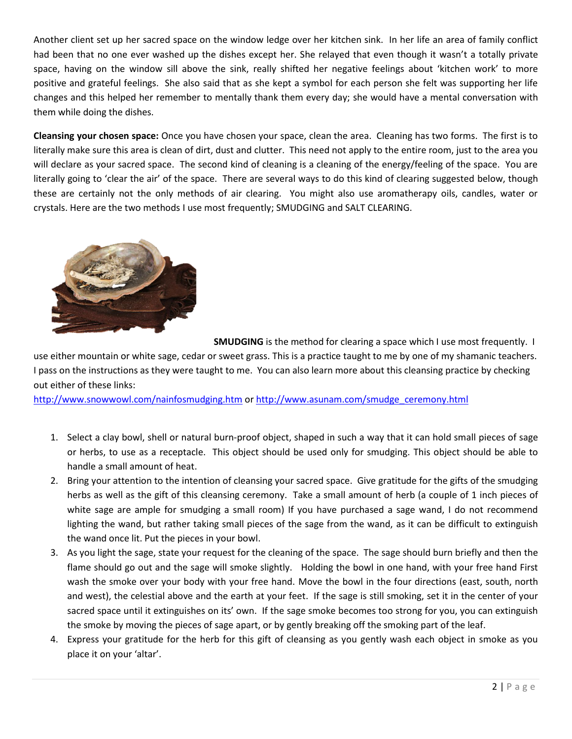Another client set up her sacred space on the window ledge over her kitchen sink. In her life an area of family conflict had been that no one ever washed up the dishes except her. She relayed that even though it wasn't a totally private space, having on the window sill above the sink, really shifted her negative feelings about 'kitchen work' to more positive and grateful feelings. She also said that as she kept a symbol for each person she felt was supporting her life changes and this helped her remember to mentally thank them every day; she would have a mental conversation with them while doing the dishes.

**Cleansing your chosen space:** Once you have chosen your space, clean the area. Cleaning has two forms. The first is to literally make sure this area is clean of dirt, dust and clutter. This need not apply to the entire room, just to the area you will declare as your sacred space. The second kind of cleaning is a cleaning of the energy/feeling of the space. You are literally going to 'clear the air' of the space. There are several ways to do this kind of clearing suggested below, though these are certainly not the only methods of air clearing. You might also use aromatherapy oils, candles, water or crystals. Here are the two methods I use most frequently; SMUDGING and SALT CLEARING.

**SMUDGING** is the method for clearing a space which I use most frequently. I use either mountain or white sage, cedar or sweet grass. This is a practice taught to me by one of my shamanic teachers. I pass on the instructions as they were taught to me. You can also learn more about this cleansing practice by checking out either of these links:
http://www.snowwowl.com/nainfosmudging.htm or http://www.asunam.com/smudge_ceremony.html

1. Select a clay bowl, shell or natural burn-proof object, shaped in such a way that it can hold small pieces of sage or herbs, to use as a receptacle. This object should be used only for smudging. This object should be able to handle a small amount of heat.
2. Bring your attention to the intention of cleansing your sacred space. Give gratitude for the gifts of the smudging herbs as well as the gift of this cleansing ceremony. Take a small amount of herb (a couple of 1 inch pieces of white sage are ample for smudging a small room) If you have purchased a sage wand, I do not recommend lighting the wand, but rather taking small pieces of the sage from the wand, as it can be difficult to extinguish the wand once lit. Put the pieces in your bowl.
3. As you light the sage, state your request for the cleaning of the space. The sage should burn briefly and then the flame should go out and the sage will smoke slightly. Holding the bowl in one hand, with your free hand First wash the smoke over your body with your free hand. Move the bowl in the four directions (east, south, north and west), the celestial above and the earth at your feet. If the sage is still smoking, set it in the center of your sacred space until it extinguishes on its' own. If the sage smoke becomes too strong for you, you can extinguish the smoke by moving the pieces of sage apart, or by gently breaking off the smoking part of the leaf.
4. Express your gratitude for the herb for this gift of cleansing as you gently wash each object in smoke as you place it on your 'altar'.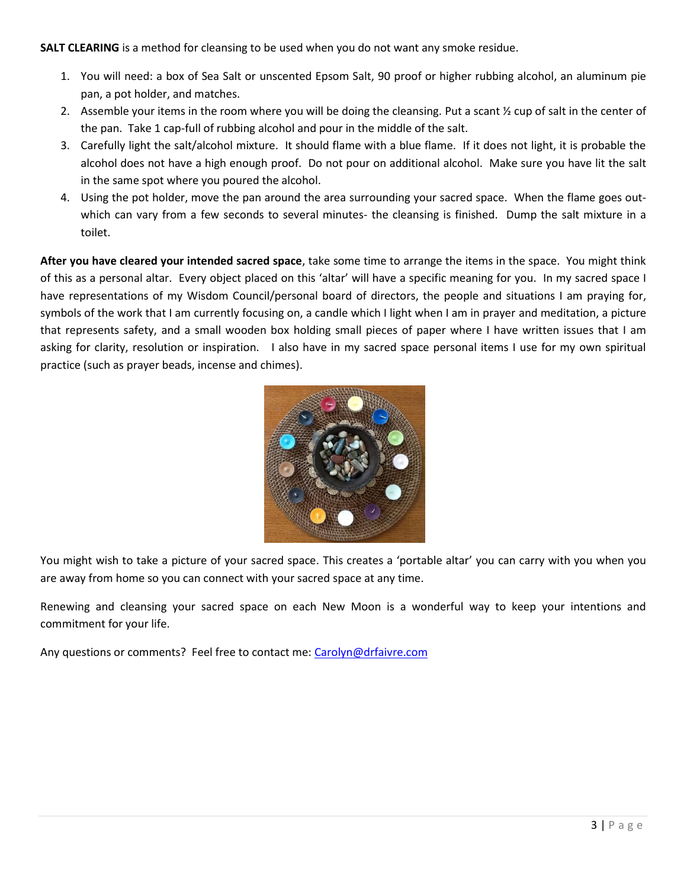**SALT CLEARING** is a method for cleansing to be used when you do not want any smoke residue.

1. You will need: a box of Sea Salt or unscented Epsom Salt, 90 proof or higher rubbing alcohol, an aluminum pie pan, a pot holder, and matches.
2. Assemble your items in the room where you will be doing the cleansing. Put a scant ½ cup of salt in the center of the pan. Take 1 cap-full of rubbing alcohol and pour in the middle of the salt.
3. Carefully light the salt/alcohol mixture. It should flame with a blue flame. If it does not light, it is probable the alcohol does not have a high enough proof. Do not pour on additional alcohol. Make sure you have lit the salt in the same spot where you poured the alcohol.
4. Using the pot holder, move the pan around the area surrounding your sacred space. When the flame goes out- which can vary from a few seconds to several minutes- the cleansing is finished. Dump the salt mixture in a toilet.

**After you have cleared your intended sacred space**, take some time to arrange the items in the space. You might think of this as a personal altar. Every object placed on this 'altar' will have a specific meaning for you. In my sacred space I have representations of my Wisdom Council/personal board of directors, the people and situations I am praying for, symbols of the work that I am currently focusing on, a candle which I light when I am in prayer and meditation, a picture that represents safety, and a small wooden box holding small pieces of paper where I have written issues that I am asking for clarity, resolution or inspiration. I also have in my sacred space personal items I use for my own spiritual practice (such as prayer beads, incense and chimes).

You might wish to take a picture of your sacred space. This creates a 'portable altar' you can carry with you when you are away from home so you can connect with your sacred space at any time.

Renewing and cleansing your sacred space on each New Moon is a wonderful way to keep your intentions and commitment for your life.

Any questions or comments? Feel free to contact me: Carolyn@drfaivre.com